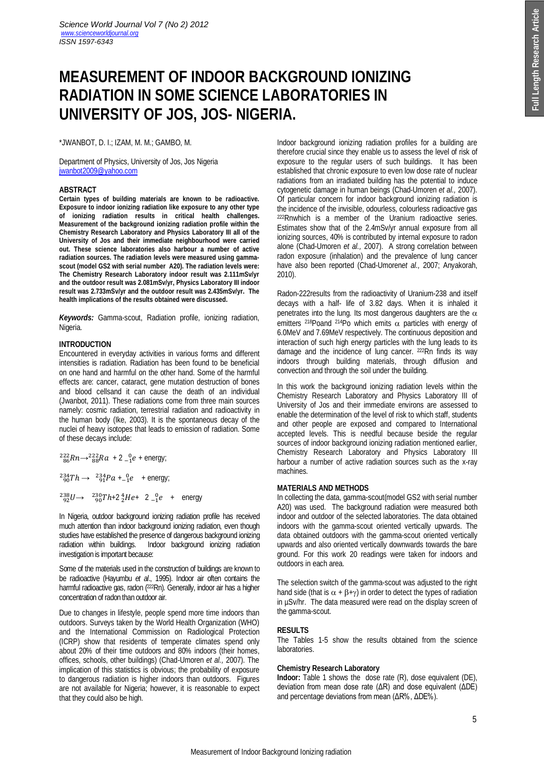# MEASUREMENT OF INDOOR BACKGROUND IONIZING RADIATION IN SOME SCIENCE LABORATORIES IN UNIVERSITY OF JOS, JOS- NIGERIA.

*JWANBOT, D. I.; IZAM, M. M.; GAMBO, M.

Department of Physics, University of Jos, Jos Nigeria
jwanbot2009@yahoo.com

## ABSTRACT

**Certain types of building materials are known to be radioactive. Exposure to indoor ionizing radiation like exposure to any other type of ionizing radiation results in critical health challenges. Measurement of the background ionizing radiation profile within the Chemistry Research Laboratory and Physics Laboratory III all of the University of Jos and their immediate neighbourhood were carried out. These science laboratories also harbour a number of active radiation sources. The radiation levels were measured using gamma-scout (model GS2 with serial number A20). The radiation levels were: The Chemistry Research Laboratory indoor result was 2.111mSv/yr and the outdoor result was 2.081mSv/yr, Physics Laboratory III indoor result was 2.733mSv/yr and the outdoor result was 2.435mSv/yr. The health implications of the results obtained were discussed.**

***Keywords:*** Gamma-scout, Radiation profile, ionizing radiation, Nigeria.

## INTRODUCTION

Encountered in everyday activities in various forms and different intensities is radiation. Radiation has been found to be beneficial on one hand and harmful on the other hand. Some of the harmful effects are: cancer, cataract, gene mutation destruction of bones and blood cellsand it can cause the death of an individual (Jwanbot, 2011). These radiations come from three main sources namely: cosmic radiation, terrestrial radiation and radioactivity in the human body (Ike, 2003). It is the spontaneous decay of the nuclei of heavy isotopes that leads to emission of radiation. Some of these decays include:

$^{222}_{86}Rn \rightarrow ^{222}_{88}Ra + 2\ ^{0}_{-1}e$ + energy;

$^{234}_{90}Th \rightarrow\ ^{234}_{91}Pa + ^{0}_{-1}e$ + energy;

$^{238}_{92}U \rightarrow\ ^{230}_{90}Th + 2\ ^{4}_{2}He + 2\ ^{0}_{-1}e$ + energy

In Nigeria, outdoor background ionizing radiation profile has received much attention than indoor background ionizing radiation, even though studies have established the presence of dangerous background ionizing radiation within buildings. Indoor background ionizing radiation investigation is important because:

Some of the materials used in the construction of buildings are known to be radioactive (Hayumbu *et al*., 1995). Indoor air often contains the harmful radioactive gas, radon ($^{222}Rn$). Generally, indoor air has a higher concentration of radon than outdoor air.

Due to changes in lifestyle, people spend more time indoors than outdoors. Surveys taken by the World Health Organization (WHO) and the International Commission on Radiological Protection (ICRP) show that residents of temperate climates spend only about 20% of their time outdoors and 80% indoors (their homes, offices, schools, other buildings) (Chad-Umoren *et al.,* 2007). The implication of this statistics is obvious; the probability of exposure to dangerous radiation is higher indoors than outdoors. Figures are not available for Nigeria; however, it is reasonable to expect that they could also be high.

Indoor background ionizing radiation profiles for a building are therefore crucial since they enable us to assess the level of risk of exposure to the regular users of such buildings. It has been established that chronic exposure to even low dose rate of nuclear radiations from an irradiated building has the potential to induce cytogenetic damage in human beings (Chad-Umoren *et al.,* 2007). Of particular concern for indoor background ionizing radiation is the incidence of the invisible, odourless, colourless radioactive gas $^{222}Rn$which is a member of the Uranium radioactive series. Estimates show that of the 2.4mSv/yr annual exposure from all ionizing sources, 40% is contributed by internal exposure to radon alone (Chad-Umoren *et al.,* 2007). A strong correlation between radon exposure (inhalation) and the prevalence of lung cancer have also been reported (Chad-Umoren*et al.,* 2007; Anyakorah, 2010).

Radon-222results from the radioactivity of Uranium-238 and itself decays with a half- life of 3.82 days. When it is inhaled it penetrates into the lung. Its most dangerous daughters are the $\alpha$ emitters $^{218}Po$and $^{214}Po$ which emits $\alpha$ particles with energy of 6.0MeV and 7.69MeV respectively. The continuous deposition and interaction of such high energy particles with the lung leads to its damage and the incidence of lung cancer. $^{222}Rn$ finds its way indoors through building materials, through diffusion and convection and through the soil under the building.

In this work the background ionizing radiation levels within the Chemistry Research Laboratory and Physics Laboratory III of University of Jos and their immediate environs are assessed to enable the determination of the level of risk to which staff, students and other people are exposed and compared to International accepted levels. This is needful because beside the regular sources of indoor background ionizing radiation mentioned earlier, Chemistry Research Laboratory and Physics Laboratory III harbour a number of active radiation sources such as the x-ray machines.

## MATERIALS AND METHODS

In collecting the data, gamma-scout(model GS2 with serial number A20) was used. The background radiation were measured both indoor and outdoor of the selected laboratories. The data obtained indoors with the gamma-scout oriented vertically upwards. The data obtained outdoors with the gamma-scout oriented vertically upwards and also oriented vertically downwards towards the bare ground. For this work 20 readings were taken for indoors and outdoors in each area.

The selection switch of the gamma-scout was adjusted to the right hand side (that is $\alpha + \beta + \gamma$) in order to detect the types of radiation in μSv/hr. The data measured were read on the display screen of the gamma-scout.

## RESULTS

The Tables 1-5 show the results obtained from the science laboratories.

### Chemistry Research Laboratory

**Indoor:** Table 1 shows the dose rate (R), dose equivalent (DE), deviation from mean dose rate (ΔR) and dose equivalent (ΔDE) and percentage deviations from mean (ΔR%, ΔDE%).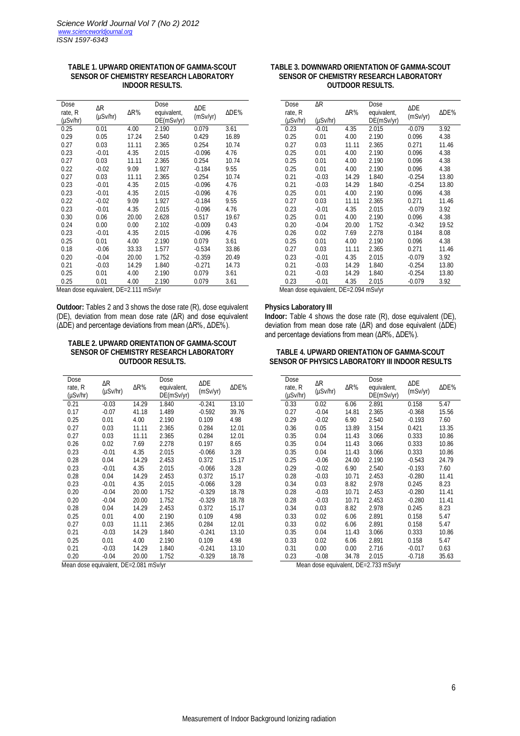**TABLE 1. UPWARD ORIENTATION OF GAMMA-SCOUT SENSOR OF CHEMISTRY RESEARCH LABORATORY INDOOR RESULTS.**

| Dose rate, R (µSv/hr) | ΔR (µSv/hr) | ΔR% | Dose equivalent, DE(mSv/yr) | ΔDE (mSv/yr) | ΔDE% |
|---|---|---|---|---|---|
| 0.25 | 0.01 | 4.00 | 2.190 | 0.079 | 3.61 |
| 0.29 | 0.05 | 17.24 | 2.540 | 0.429 | 16.89 |
| 0.27 | 0.03 | 11.11 | 2.365 | 0.254 | 10.74 |
| 0.23 | -0.01 | 4.35 | 2.015 | -0.096 | 4.76 |
| 0.27 | 0.03 | 11.11 | 2.365 | 0.254 | 10.74 |
| 0.22 | -0.02 | 9.09 | 1.927 | -0.184 | 9.55 |
| 0.27 | 0.03 | 11.11 | 2.365 | 0.254 | 10.74 |
| 0.23 | -0.01 | 4.35 | 2.015 | -0.096 | 4.76 |
| 0.23 | -0.01 | 4.35 | 2.015 | -0.096 | 4.76 |
| 0.22 | -0.02 | 9.09 | 1.927 | -0.184 | 9.55 |
| 0.23 | -0.01 | 4.35 | 2.015 | -0.096 | 4.76 |
| 0.30 | 0.06 | 20.00 | 2.628 | 0.517 | 19.67 |
| 0.24 | 0.00 | 0.00 | 2.102 | -0.009 | 0.43 |
| 0.23 | -0.01 | 4.35 | 2.015 | -0.096 | 4.76 |
| 0.25 | 0.01 | 4.00 | 2.190 | 0.079 | 3.61 |
| 0.18 | -0.06 | 33.33 | 1.577 | -0.534 | 33.86 |
| 0.20 | -0.04 | 20.00 | 1.752 | -0.359 | 20.49 |
| 0.21 | -0.03 | 14.29 | 1.840 | -0.271 | 14.73 |
| 0.25 | 0.01 | 4.00 | 2.190 | 0.079 | 3.61 |
| 0.25 | 0.01 | 4.00 | 2.190 | 0.079 | 3.61 |

Mean dose equivalent, DE=2.111 mSv/yr

**Outdoor:** Tables 2 and 3 shows the dose rate (R), dose equivalent (DE), deviation from mean dose rate (ΔR) and dose equivalent (ΔDE) and percentage deviations from mean (ΔR%, ΔDE%).

**TABLE 2. UPWARD ORIENTATION OF GAMMA-SCOUT SENSOR OF CHEMISTRY RESEARCH LABORATORY OUTDOOR RESULTS.**

| Dose rate, R (µSv/hr) | ΔR (µSv/hr) | ΔR% | Dose equivalent, DE(mSv/yr) | ΔDE (mSv/yr) | ΔDE% |
|---|---|---|---|---|---|
| 0.21 | -0.03 | 14.29 | 1.840 | -0.241 | 13.10 |
| 0.17 | -0.07 | 41.18 | 1.489 | -0.592 | 39.76 |
| 0.25 | 0.01 | 4.00 | 2.190 | 0.109 | 4.98 |
| 0.27 | 0.03 | 11.11 | 2.365 | 0.284 | 12.01 |
| 0.27 | 0.03 | 11.11 | 2.365 | 0.284 | 12.01 |
| 0.26 | 0.02 | 7.69 | 2.278 | 0.197 | 8.65 |
| 0.23 | -0.01 | 4.35 | 2.015 | -0.066 | 3.28 |
| 0.28 | 0.04 | 14.29 | 2.453 | 0.372 | 15.17 |
| 0.23 | -0.01 | 4.35 | 2.015 | -0.066 | 3.28 |
| 0.28 | 0.04 | 14.29 | 2.453 | 0.372 | 15.17 |
| 0.23 | -0.01 | 4.35 | 2.015 | -0.066 | 3.28 |
| 0.20 | -0.04 | 20.00 | 1.752 | -0.329 | 18.78 |
| 0.20 | -0.04 | 20.00 | 1.752 | -0.329 | 18.78 |
| 0.28 | 0.04 | 14.29 | 2.453 | 0.372 | 15.17 |
| 0.25 | 0.01 | 4.00 | 2.190 | 0.109 | 4.98 |
| 0.27 | 0.03 | 11.11 | 2.365 | 0.284 | 12.01 |
| 0.21 | -0.03 | 14.29 | 1.840 | -0.241 | 13.10 |
| 0.25 | 0.01 | 4.00 | 2.190 | 0.109 | 4.98 |
| 0.21 | -0.03 | 14.29 | 1.840 | -0.241 | 13.10 |
| 0.20 | -0.04 | 20.00 | 1.752 | -0.329 | 18.78 |

Mean dose equivalent, DE=2.081 mSv/yr

**TABLE 3. DOWNWARD ORIENTATION OF GAMMA-SCOUT SENSOR OF CHEMISTRY RESEARCH LABORATORY OUTDOOR RESULTS.**

| Dose rate, R (µSv/hr) | ΔR (µSv/hr) | ΔR% | Dose equivalent, DE(mSv/yr) | ΔDE (mSv/yr) | ΔDE% |
|---|---|---|---|---|---|
| 0.23 | -0.01 | 4.35 | 2.015 | -0.079 | 3.92 |
| 0.25 | 0.01 | 4.00 | 2.190 | 0.096 | 4.38 |
| 0.27 | 0.03 | 11.11 | 2.365 | 0.271 | 11.46 |
| 0.25 | 0.01 | 4.00 | 2.190 | 0.096 | 4.38 |
| 0.25 | 0.01 | 4.00 | 2.190 | 0.096 | 4.38 |
| 0.25 | 0.01 | 4.00 | 2.190 | 0.096 | 4.38 |
| 0.21 | -0.03 | 14.29 | 1.840 | -0.254 | 13.80 |
| 0.21 | -0.03 | 14.29 | 1.840 | -0.254 | 13.80 |
| 0.25 | 0.01 | 4.00 | 2.190 | 0.096 | 4.38 |
| 0.27 | 0.03 | 11.11 | 2.365 | 0.271 | 11.46 |
| 0.23 | -0.01 | 4.35 | 2.015 | -0.079 | 3.92 |
| 0.25 | 0.01 | 4.00 | 2.190 | 0.096 | 4.38 |
| 0.20 | -0.04 | 20.00 | 1.752 | -0.342 | 19.52 |
| 0.26 | 0.02 | 7.69 | 2.278 | 0.184 | 8.08 |
| 0.25 | 0.01 | 4.00 | 2.190 | 0.096 | 4.38 |
| 0.27 | 0.03 | 11.11 | 2.365 | 0.271 | 11.46 |
| 0.23 | -0.01 | 4.35 | 2.015 | -0.079 | 3.92 |
| 0.21 | -0.03 | 14.29 | 1.840 | -0.254 | 13.80 |
| 0.21 | -0.03 | 14.29 | 1.840 | -0.254 | 13.80 |
| 0.23 | -0.01 | 4.35 | 2.015 | -0.079 | 3.92 |

Mean dose equivalent, DE=2.094 mSv/yr

**Physics Laboratory III**

**Indoor:** Table 4 shows the dose rate (R), dose equivalent (DE), deviation from mean dose rate (ΔR) and dose equivalent (ΔDE) and percentage deviations from mean (ΔR%, ΔDE%).

**TABLE 4. UPWARD ORIENTATION OF GAMMA-SCOUT SENSOR OF PHYSICS LABORATORY III INDOOR RESULTS**

| Dose rate, R (µSv/hr) | ΔR (µSv/hr) | ΔR% | Dose equivalent, DE(mSv/yr) | ΔDE (mSv/yr) | ΔDE% |
|---|---|---|---|---|---|
| 0.33 | 0.02 | 6.06 | 2.891 | 0.158 | 5.47 |
| 0.27 | -0.04 | 14.81 | 2.365 | -0.368 | 15.56 |
| 0.29 | -0.02 | 6.90 | 2.540 | -0.193 | 7.60 |
| 0.36 | 0.05 | 13.89 | 3.154 | 0.421 | 13.35 |
| 0.35 | 0.04 | 11.43 | 3.066 | 0.333 | 10.86 |
| 0.35 | 0.04 | 11.43 | 3.066 | 0.333 | 10.86 |
| 0.35 | 0.04 | 11.43 | 3.066 | 0.333 | 10.86 |
| 0.25 | -0.06 | 24.00 | 2.190 | -0.543 | 24.79 |
| 0.29 | -0.02 | 6.90 | 2.540 | -0.193 | 7.60 |
| 0.28 | -0.03 | 10.71 | 2.453 | -0.280 | 11.41 |
| 0.34 | 0.03 | 8.82 | 2.978 | 0.245 | 8.23 |
| 0.28 | -0.03 | 10.71 | 2.453 | -0.280 | 11.41 |
| 0.28 | -0.03 | 10.71 | 2.453 | -0.280 | 11.41 |
| 0.34 | 0.03 | 8.82 | 2.978 | 0.245 | 8.23 |
| 0.33 | 0.02 | 6.06 | 2.891 | 0.158 | 5.47 |
| 0.33 | 0.02 | 6.06 | 2.891 | 0.158 | 5.47 |
| 0.35 | 0.04 | 11.43 | 3.066 | 0.333 | 10.86 |
| 0.33 | 0.02 | 6.06 | 2.891 | 0.158 | 5.47 |
| 0.31 | 0.00 | 0.00 | 2.716 | -0.017 | 0.63 |
| 0.23 | -0.08 | 34.78 | 2.015 | -0.718 | 35.63 |

Mean dose equivalent, DE=2.733 mSv/yr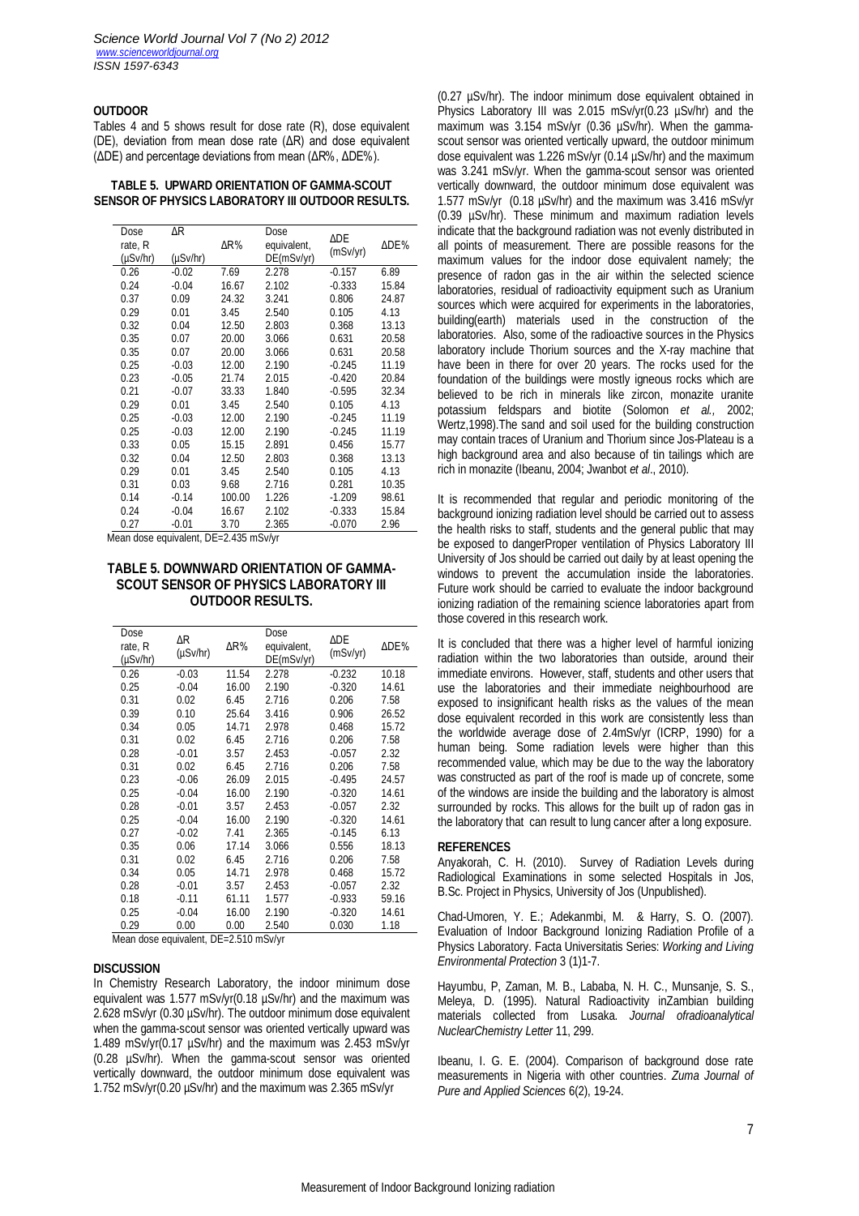### OUTDOOR

Tables 4 and 5 shows result for dose rate (R), dose equivalent (DE), deviation from mean dose rate (ΔR) and dose equivalent (ΔDE) and percentage deviations from mean (ΔR%, ΔDE%).

**TABLE 5. UPWARD ORIENTATION OF GAMMA-SCOUT SENSOR OF PHYSICS LABORATORY III OUTDOOR RESULTS.**

| Dose rate, R (μSv/hr) | ΔR (μSv/hr) | ΔR% | Dose equivalent, DE(mSv/yr) | ΔDE (mSv/yr) | ΔDE% |
|---|---|---|---|---|---|
| 0.26 | -0.02 | 7.69 | 2.278 | -0.157 | 6.89 |
| 0.24 | -0.04 | 16.67 | 2.102 | -0.333 | 15.84 |
| 0.37 | 0.09 | 24.32 | 3.241 | 0.806 | 24.87 |
| 0.29 | 0.01 | 3.45 | 2.540 | 0.105 | 4.13 |
| 0.32 | 0.04 | 12.50 | 2.803 | 0.368 | 13.13 |
| 0.35 | 0.07 | 20.00 | 3.066 | 0.631 | 20.58 |
| 0.35 | 0.07 | 20.00 | 3.066 | 0.631 | 20.58 |
| 0.25 | -0.03 | 12.00 | 2.190 | -0.245 | 11.19 |
| 0.23 | -0.05 | 21.74 | 2.015 | -0.420 | 20.84 |
| 0.21 | -0.07 | 33.33 | 1.840 | -0.595 | 32.34 |
| 0.29 | 0.01 | 3.45 | 2.540 | 0.105 | 4.13 |
| 0.25 | -0.03 | 12.00 | 2.190 | -0.245 | 11.19 |
| 0.25 | -0.03 | 12.00 | 2.190 | -0.245 | 11.19 |
| 0.33 | 0.05 | 15.15 | 2.891 | 0.456 | 15.77 |
| 0.32 | 0.04 | 12.50 | 2.803 | 0.368 | 13.13 |
| 0.29 | 0.01 | 3.45 | 2.540 | 0.105 | 4.13 |
| 0.31 | 0.03 | 9.68 | 2.716 | 0.281 | 10.35 |
| 0.14 | -0.14 | 100.00 | 1.226 | -1.209 | 98.61 |
| 0.24 | -0.04 | 16.67 | 2.102 | -0.333 | 15.84 |
| 0.27 | -0.01 | 3.70 | 2.365 | -0.070 | 2.96 |

Mean dose equivalent, DE=2.435 mSv/yr

**TABLE 5. DOWNWARD ORIENTATION OF GAMMA-SCOUT SENSOR OF PHYSICS LABORATORY III OUTDOOR RESULTS.**

| Dose rate, R (μSv/hr) | ΔR (μSv/hr) | ΔR% | Dose equivalent, DE(mSv/yr) | ΔDE (mSv/yr) | ΔDE% |
|---|---|---|---|---|---|
| 0.26 | -0.03 | 11.54 | 2.278 | -0.232 | 10.18 |
| 0.25 | -0.04 | 16.00 | 2.190 | -0.320 | 14.61 |
| 0.31 | 0.02 | 6.45 | 2.716 | 0.206 | 7.58 |
| 0.39 | 0.10 | 25.64 | 3.416 | 0.906 | 26.52 |
| 0.34 | 0.05 | 14.71 | 2.978 | 0.468 | 15.72 |
| 0.31 | 0.02 | 6.45 | 2.716 | 0.206 | 7.58 |
| 0.28 | -0.01 | 3.57 | 2.453 | -0.057 | 2.32 |
| 0.31 | 0.02 | 6.45 | 2.716 | 0.206 | 7.58 |
| 0.23 | -0.06 | 26.09 | 2.015 | -0.495 | 24.57 |
| 0.25 | -0.04 | 16.00 | 2.190 | -0.320 | 14.61 |
| 0.28 | -0.01 | 3.57 | 2.453 | -0.057 | 2.32 |
| 0.25 | -0.04 | 16.00 | 2.190 | -0.320 | 14.61 |
| 0.27 | -0.02 | 7.41 | 2.365 | -0.145 | 6.13 |
| 0.35 | 0.06 | 17.14 | 3.066 | 0.556 | 18.13 |
| 0.31 | 0.02 | 6.45 | 2.716 | 0.206 | 7.58 |
| 0.34 | 0.05 | 14.71 | 2.978 | 0.468 | 15.72 |
| 0.28 | -0.01 | 3.57 | 2.453 | -0.057 | 2.32 |
| 0.18 | -0.11 | 61.11 | 1.577 | -0.933 | 59.16 |
| 0.25 | -0.04 | 16.00 | 2.190 | -0.320 | 14.61 |
| 0.29 | 0.00 | 0.00 | 2.540 | 0.030 | 1.18 |

Mean dose equivalent, DE=2.510 mSv/yr

### DISCUSSION

In Chemistry Research Laboratory, the indoor minimum dose equivalent was 1.577 mSv/yr(0.18 μSv/hr) and the maximum was 2.628 mSv/yr (0.30 μSv/hr). The outdoor minimum dose equivalent when the gamma-scout sensor was oriented vertically upward was 1.489 mSv/yr(0.17 μSv/hr) and the maximum was 2.453 mSv/yr (0.28 μSv/hr). When the gamma-scout sensor was oriented vertically downward, the outdoor minimum dose equivalent was 1.752 mSv/yr(0.20 μSv/hr) and the maximum was 2.365 mSv/yr (0.27 μSv/hr). The indoor minimum dose equivalent obtained in Physics Laboratory III was 2.015 mSv/yr(0.23 μSv/hr) and the maximum was 3.154 mSv/yr (0.36 μSv/hr). When the gamma-scout sensor was oriented vertically upward, the outdoor minimum dose equivalent was 1.226 mSv/yr (0.14 μSv/hr) and the maximum was 3.241 mSv/yr. When the gamma-scout sensor was oriented vertically downward, the outdoor minimum dose equivalent was 1.577 mSv/yr (0.18 μSv/hr) and the maximum was 3.416 mSv/yr (0.39 μSv/hr). These minimum and maximum radiation levels indicate that the background radiation was not evenly distributed in all points of measurement. There are possible reasons for the maximum values for the indoor dose equivalent namely; the presence of radon gas in the air within the selected science laboratories, residual of radioactivity equipment such as Uranium sources which were acquired for experiments in the laboratories, building(earth) materials used in the construction of the laboratories. Also, some of the radioactive sources in the Physics laboratory include Thorium sources and the X-ray machine that have been in there for over 20 years. The rocks used for the foundation of the buildings were mostly igneous rocks which are believed to be rich in minerals like zircon, monazite uranite potassium feldspars and biotite (Solomon *et al.*, 2002; Wertz,1998).The sand and soil used for the building construction may contain traces of Uranium and Thorium since Jos-Plateau is a high background area and also because of tin tailings which are rich in monazite (Ibeanu, 2004; Jwanbot *et al*., 2010).

It is recommended that regular and periodic monitoring of the background ionizing radiation level should be carried out to assess the health risks to staff, students and the general public that may be exposed to dangerProper ventilation of Physics Laboratory III University of Jos should be carried out daily by at least opening the windows to prevent the accumulation inside the laboratories. Future work should be carried to evaluate the indoor background ionizing radiation of the remaining science laboratories apart from those covered in this research work.

It is concluded that there was a higher level of harmful ionizing radiation within the two laboratories than outside, around their immediate environs. However, staff, students and other users that use the laboratories and their immediate neighbourhood are exposed to insignificant health risks as the values of the mean dose equivalent recorded in this work are consistently less than the worldwide average dose of 2.4mSv/yr (ICRP, 1990) for a human being. Some radiation levels were higher than this recommended value, which may be due to the way the laboratory was constructed as part of the roof is made up of concrete, some of the windows are inside the building and the laboratory is almost surrounded by rocks. This allows for the built up of radon gas in the laboratory that can result to lung cancer after a long exposure.

### REFERENCES

Anyakorah, C. H. (2010). Survey of Radiation Levels during Radiological Examinations in some selected Hospitals in Jos, B.Sc. Project in Physics, University of Jos (Unpublished).

Chad-Umoren, Y. E.; Adekanmbi, M. & Harry, S. O. (2007). Evaluation of Indoor Background Ionizing Radiation Profile of a Physics Laboratory. Facta Universitatis Series: *Working and Living Environmental Protection* 3 (1)1-7.

Hayumbu, P, Zaman, M. B., Lababa, N. H. C., Munsanje, S. S., Meleya, D. (1995). Natural Radioactivity inZambian building materials collected from Lusaka. *Journal ofradioanalytical NuclearChemistry Letter* 11, 299.

Ibeanu, I. G. E. (2004). Comparison of background dose rate measurements in Nigeria with other countries. *Zuma Journal of Pure and Applied Sciences* 6(2), 19-24.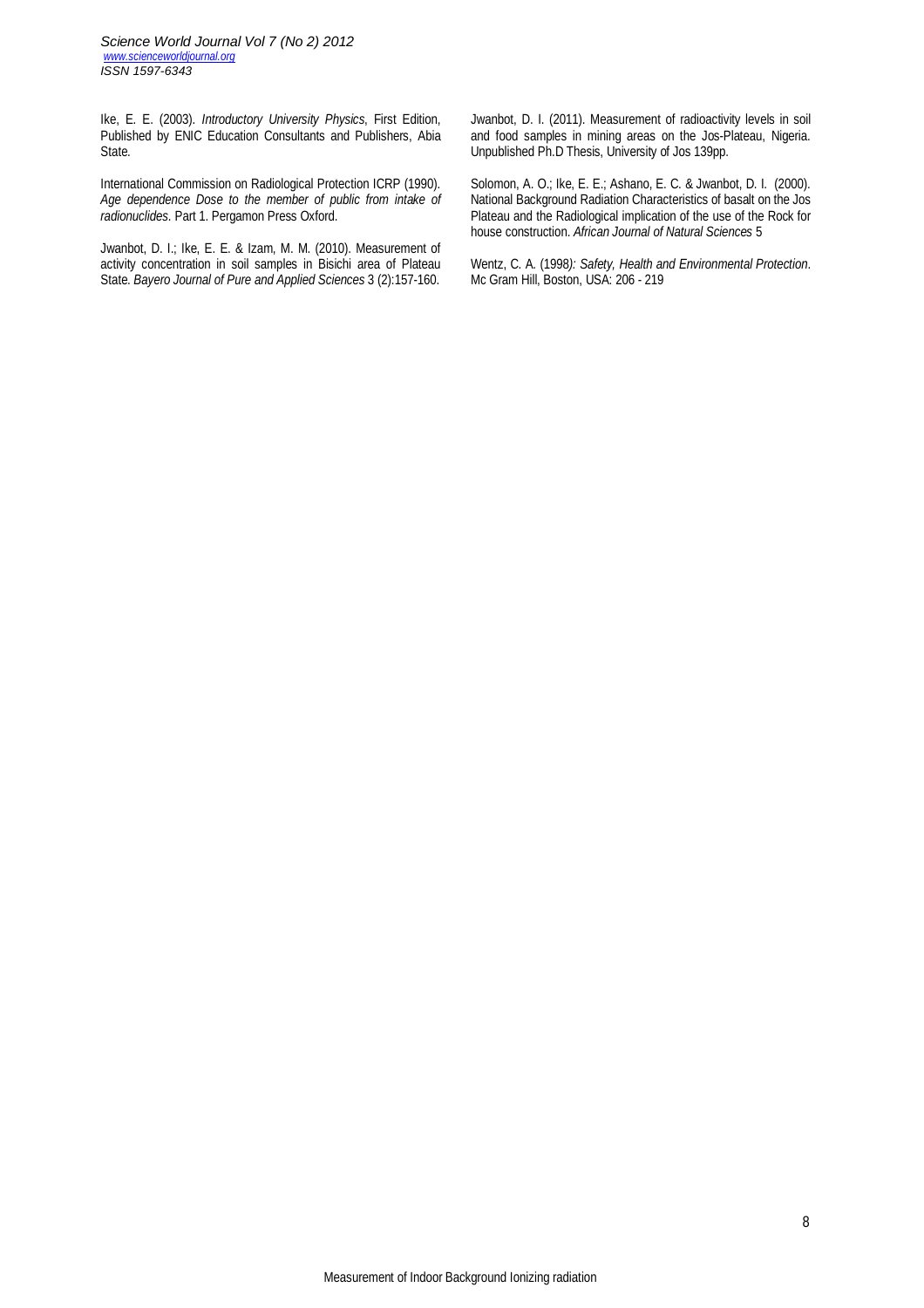Ike, E. E. (2003). *Introductory University Physics*, First Edition, Published by ENIC Education Consultants and Publishers, Abia State.

International Commission on Radiological Protection ICRP (1990). *Age dependence Dose to the member of public from intake of radionuclides.* Part 1. Pergamon Press Oxford.

Jwanbot, D. I.; Ike, E. E. & Izam, M. M. (2010). Measurement of activity concentration in soil samples in Bisichi area of Plateau State. *Bayero Journal of Pure and Applied Sciences* 3 (2):157-160.

Jwanbot, D. I. (2011). Measurement of radioactivity levels in soil and food samples in mining areas on the Jos-Plateau, Nigeria. Unpublished Ph.D Thesis, University of Jos 139pp.

Solomon, A. O.; Ike, E. E.; Ashano, E. C. & Jwanbot, D. I. (2000). National Background Radiation Characteristics of basalt on the Jos Plateau and the Radiological implication of the use of the Rock for house construction. *African Journal of Natural Sciences* 5

Wentz, C. A. (1998*): Safety, Health and Environmental Protection*. Mc Gram Hill, Boston, USA: 206 - 219